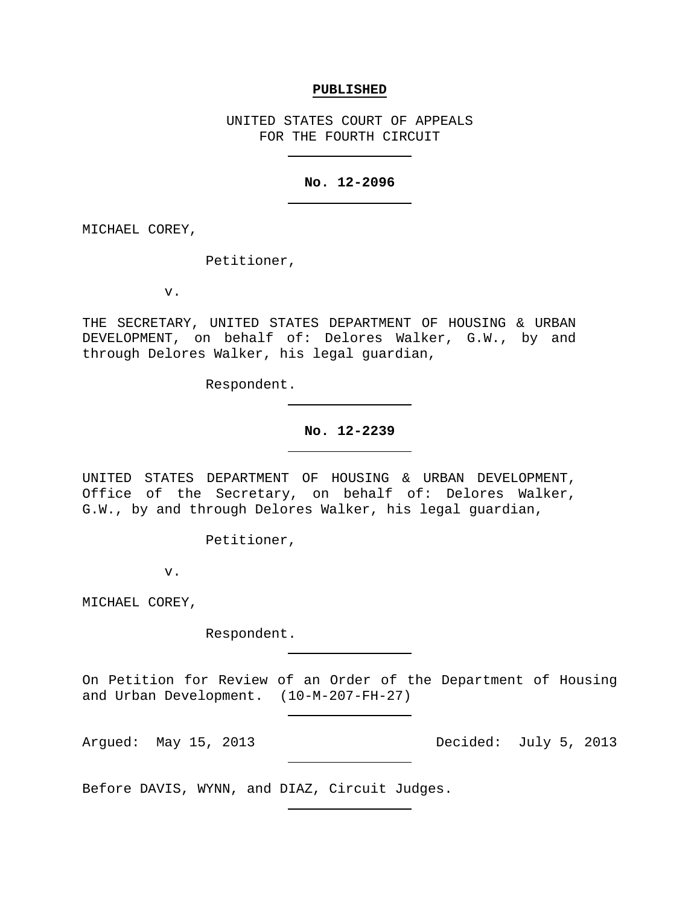**PUBLISHED**

UNITED STATES COURT OF APPEALS
FOR THE FOURTH CIRCUIT

---

**No. 12-2096**

---

MICHAEL COREY,

Petitioner,

v.

THE SECRETARY, UNITED STATES DEPARTMENT OF HOUSING & URBAN DEVELOPMENT, on behalf of: Delores Walker, G.W., by and through Delores Walker, his legal guardian,

Respondent.

---

**No. 12-2239**

---

UNITED STATES DEPARTMENT OF HOUSING & URBAN DEVELOPMENT, Office of the Secretary, on behalf of: Delores Walker, G.W., by and through Delores Walker, his legal guardian,

Petitioner,

v.

MICHAEL COREY,

Respondent.

---

On Petition for Review of an Order of the Department of Housing and Urban Development. (10-M-207-FH-27)

---

Argued: May 15, 2013 Decided: July 5, 2013

---

Before DAVIS, WYNN, and DIAZ, Circuit Judges.

---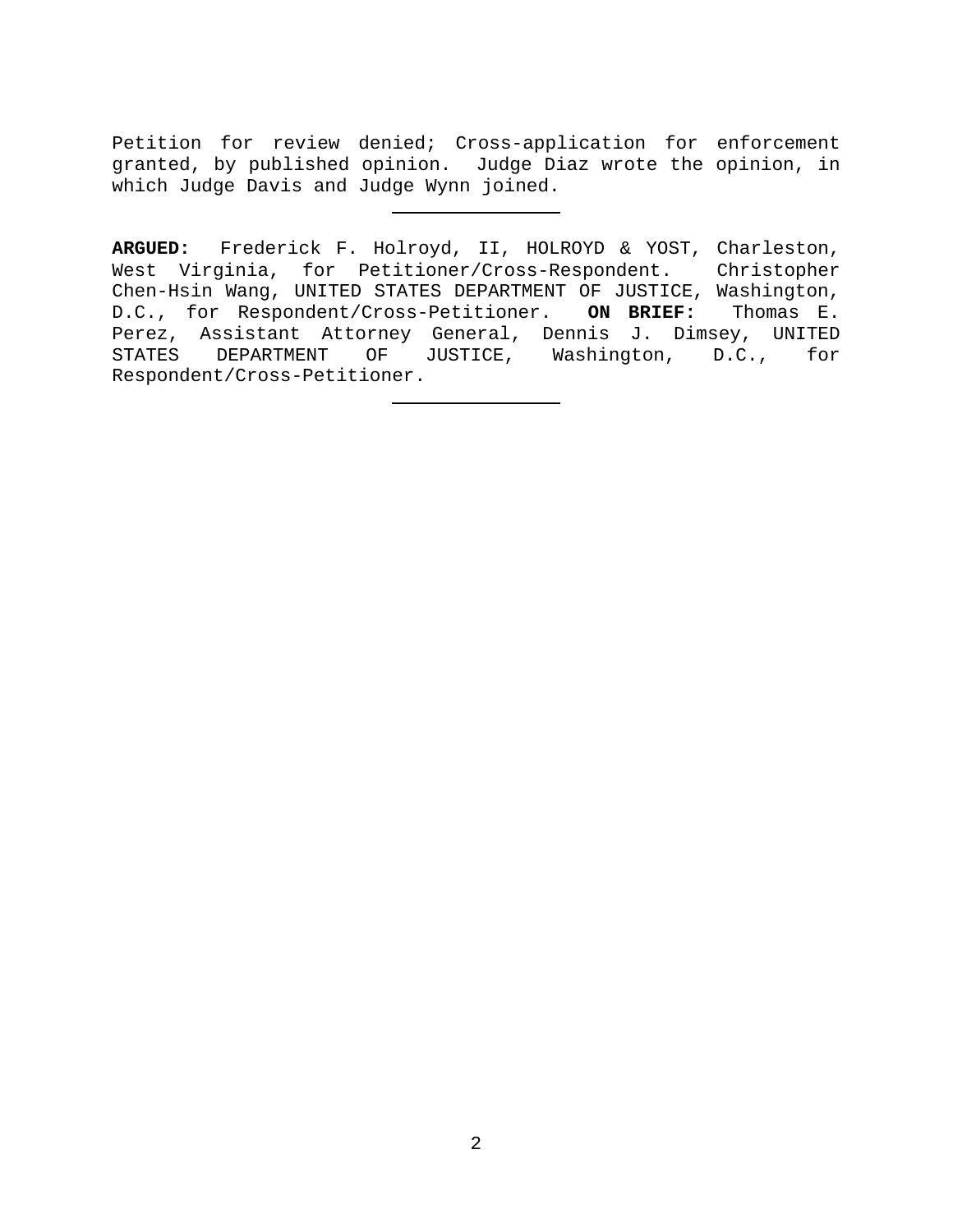Petition for review denied; Cross-application for enforcement granted, by published opinion. Judge Diaz wrote the opinion, in which Judge Davis and Judge Wynn joined.

---

**ARGUED:** Frederick F. Holroyd, II, HOLROYD & YOST, Charleston, West Virginia, for Petitioner/Cross-Respondent. Christopher Chen-Hsin Wang, UNITED STATES DEPARTMENT OF JUSTICE, Washington, D.C., for Respondent/Cross-Petitioner. **ON BRIEF:** Thomas E. Perez, Assistant Attorney General, Dennis J. Dimsey, UNITED STATES DEPARTMENT OF JUSTICE, Washington, D.C., for Respondent/Cross-Petitioner.

---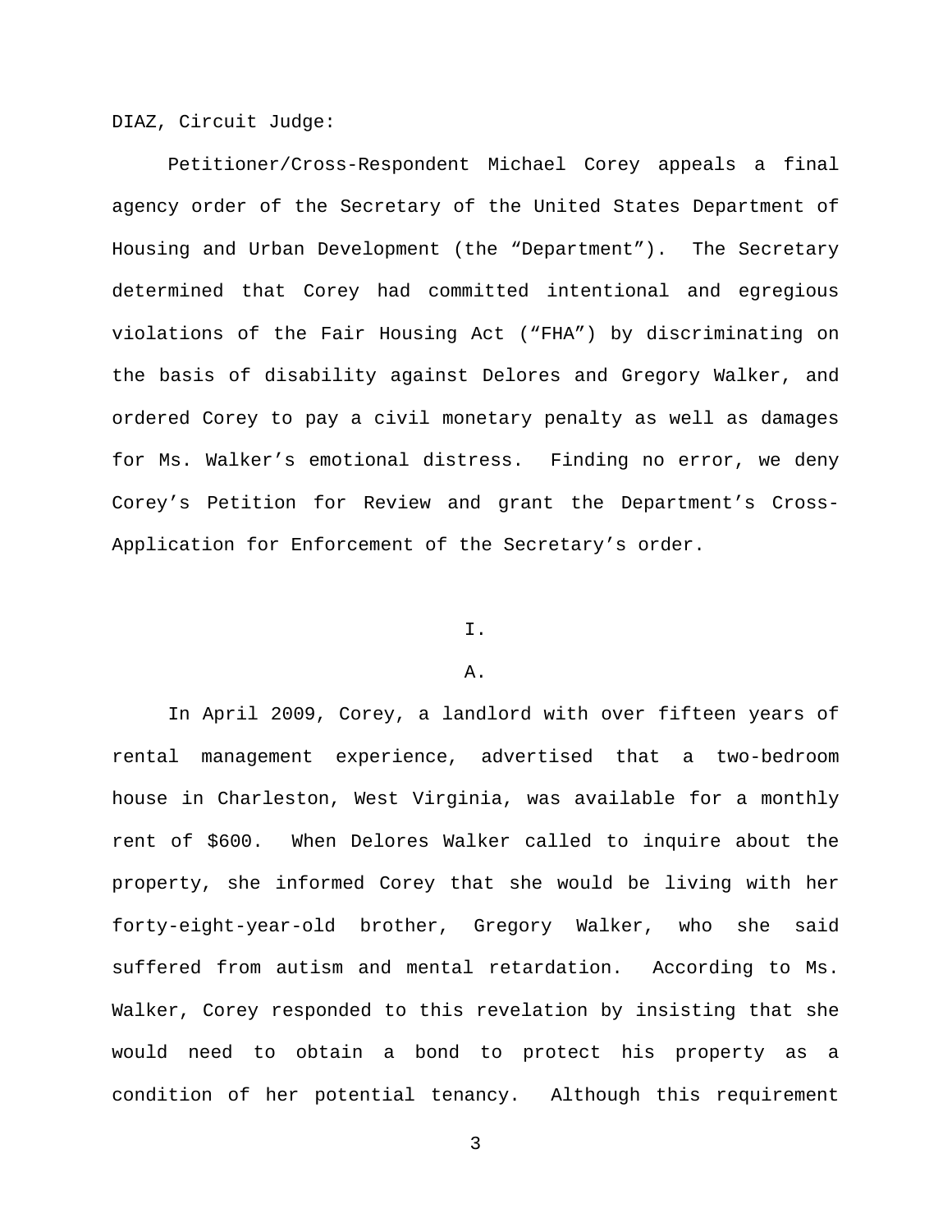DIAZ, Circuit Judge:

Petitioner/Cross-Respondent Michael Corey appeals a final agency order of the Secretary of the United States Department of Housing and Urban Development (the "Department"). The Secretary determined that Corey had committed intentional and egregious violations of the Fair Housing Act ("FHA") by discriminating on the basis of disability against Delores and Gregory Walker, and ordered Corey to pay a civil monetary penalty as well as damages for Ms. Walker's emotional distress. Finding no error, we deny Corey's Petition for Review and grant the Department's Cross-Application for Enforcement of the Secretary's order.

# I.

## A.

In April 2009, Corey, a landlord with over fifteen years of rental management experience, advertised that a two-bedroom house in Charleston, West Virginia, was available for a monthly rent of $600. When Delores Walker called to inquire about the property, she informed Corey that she would be living with her forty-eight-year-old brother, Gregory Walker, who she said suffered from autism and mental retardation. According to Ms. Walker, Corey responded to this revelation by insisting that she would need to obtain a bond to protect his property as a condition of her potential tenancy. Although this requirement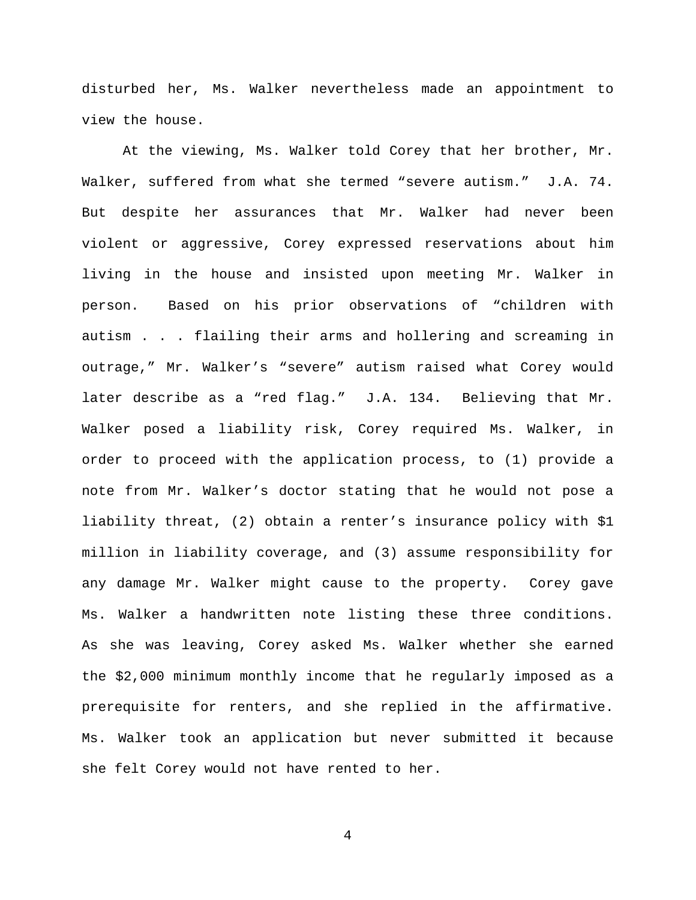disturbed her, Ms. Walker nevertheless made an appointment to view the house.

At the viewing, Ms. Walker told Corey that her brother, Mr. Walker, suffered from what she termed “severe autism.” J.A. 74. But despite her assurances that Mr. Walker had never been violent or aggressive, Corey expressed reservations about him living in the house and insisted upon meeting Mr. Walker in person. Based on his prior observations of “children with autism . . . flailing their arms and hollering and screaming in outrage,” Mr. Walker’s “severe” autism raised what Corey would later describe as a “red flag.” J.A. 134. Believing that Mr. Walker posed a liability risk, Corey required Ms. Walker, in order to proceed with the application process, to (1) provide a note from Mr. Walker’s doctor stating that he would not pose a liability threat, (2) obtain a renter’s insurance policy with $1 million in liability coverage, and (3) assume responsibility for any damage Mr. Walker might cause to the property. Corey gave Ms. Walker a handwritten note listing these three conditions. As she was leaving, Corey asked Ms. Walker whether she earned the $2,000 minimum monthly income that he regularly imposed as a prerequisite for renters, and she replied in the affirmative. Ms. Walker took an application but never submitted it because she felt Corey would not have rented to her.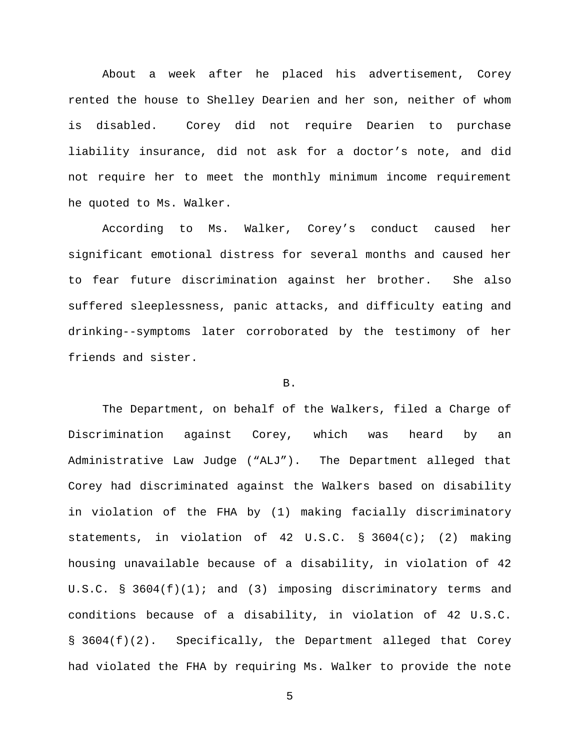About a week after he placed his advertisement, Corey rented the house to Shelley Dearien and her son, neither of whom is disabled. Corey did not require Dearien to purchase liability insurance, did not ask for a doctor's note, and did not require her to meet the monthly minimum income requirement he quoted to Ms. Walker.

According to Ms. Walker, Corey's conduct caused her significant emotional distress for several months and caused her to fear future discrimination against her brother. She also suffered sleeplessness, panic attacks, and difficulty eating and drinking--symptoms later corroborated by the testimony of her friends and sister.

B.

The Department, on behalf of the Walkers, filed a Charge of Discrimination against Corey, which was heard by an Administrative Law Judge ("ALJ"). The Department alleged that Corey had discriminated against the Walkers based on disability in violation of the FHA by (1) making facially discriminatory statements, in violation of 42 U.S.C. § 3604(c); (2) making housing unavailable because of a disability, in violation of 42 U.S.C. § 3604(f)(1); and (3) imposing discriminatory terms and conditions because of a disability, in violation of 42 U.S.C. § 3604(f)(2). Specifically, the Department alleged that Corey had violated the FHA by requiring Ms. Walker to provide the note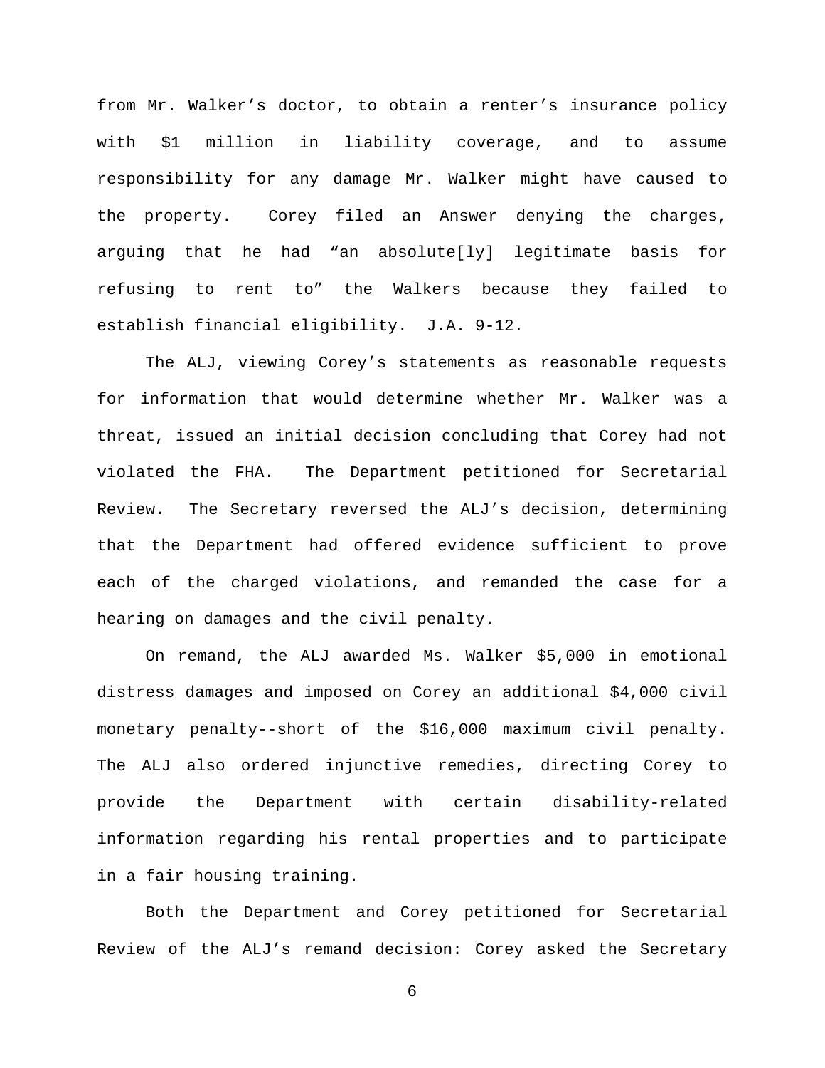from Mr. Walker's doctor, to obtain a renter's insurance policy with $1 million in liability coverage, and to assume responsibility for any damage Mr. Walker might have caused to the property. Corey filed an Answer denying the charges, arguing that he had "an absolute[ly] legitimate basis for refusing to rent to" the Walkers because they failed to establish financial eligibility. J.A. 9-12.

The ALJ, viewing Corey's statements as reasonable requests for information that would determine whether Mr. Walker was a threat, issued an initial decision concluding that Corey had not violated the FHA. The Department petitioned for Secretarial Review. The Secretary reversed the ALJ's decision, determining that the Department had offered evidence sufficient to prove each of the charged violations, and remanded the case for a hearing on damages and the civil penalty.

On remand, the ALJ awarded Ms. Walker $5,000 in emotional distress damages and imposed on Corey an additional $4,000 civil monetary penalty--short of the $16,000 maximum civil penalty. The ALJ also ordered injunctive remedies, directing Corey to provide the Department with certain disability-related information regarding his rental properties and to participate in a fair housing training.

Both the Department and Corey petitioned for Secretarial Review of the ALJ's remand decision: Corey asked the Secretary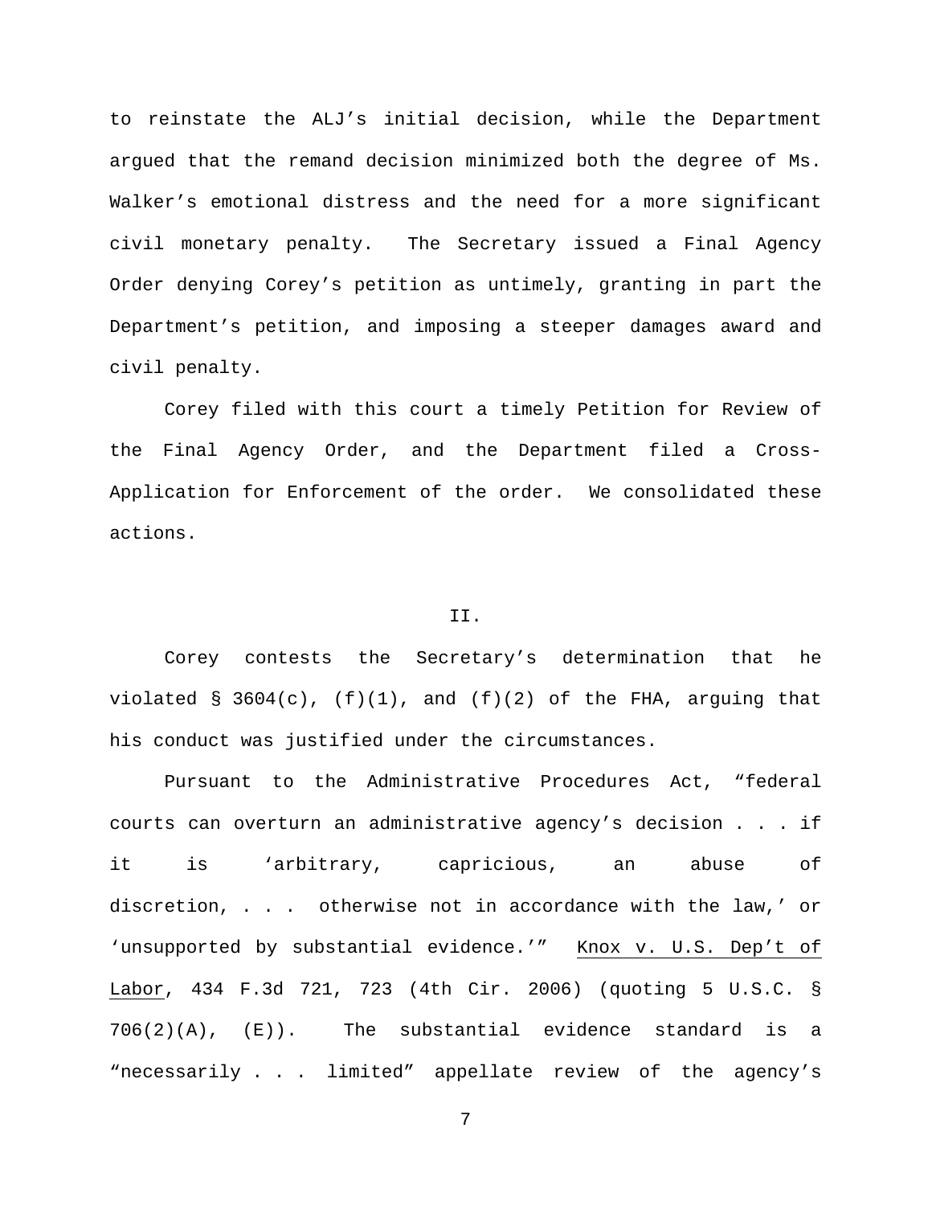to reinstate the ALJ's initial decision, while the Department argued that the remand decision minimized both the degree of Ms. Walker's emotional distress and the need for a more significant civil monetary penalty. The Secretary issued a Final Agency Order denying Corey's petition as untimely, granting in part the Department's petition, and imposing a steeper damages award and civil penalty.

Corey filed with this court a timely Petition for Review of the Final Agency Order, and the Department filed a Cross-Application for Enforcement of the order. We consolidated these actions.

## II.

Corey contests the Secretary's determination that he violated § 3604(c), (f)(1), and (f)(2) of the FHA, arguing that his conduct was justified under the circumstances.

Pursuant to the Administrative Procedures Act, "federal courts can overturn an administrative agency's decision . . . if it is 'arbitrary, capricious, an abuse of discretion, . . . otherwise not in accordance with the law,' or 'unsupported by substantial evidence.'" Knox v. U.S. Dep't of Labor, 434 F.3d 721, 723 (4th Cir. 2006) (quoting 5 U.S.C. § 706(2)(A), (E)). The substantial evidence standard is a "necessarily . . . limited" appellate review of the agency's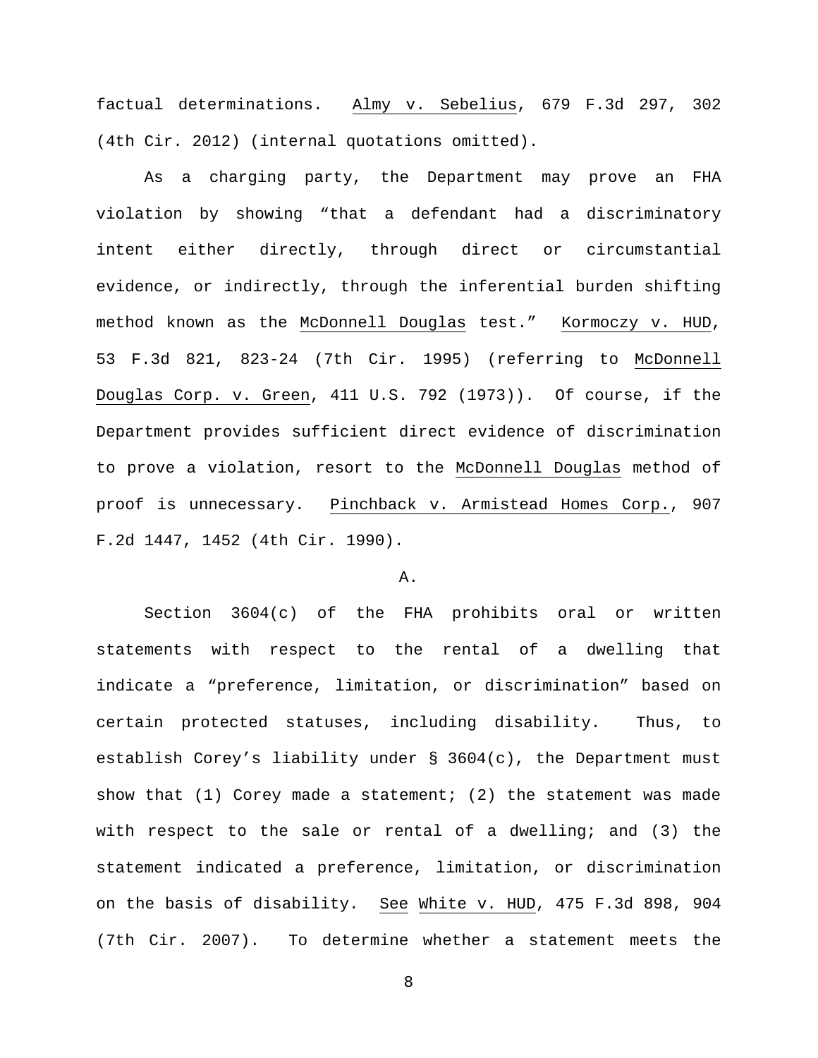factual determinations. Almy v. Sebelius, 679 F.3d 297, 302 (4th Cir. 2012) (internal quotations omitted).

As a charging party, the Department may prove an FHA violation by showing "that a defendant had a discriminatory intent either directly, through direct or circumstantial evidence, or indirectly, through the inferential burden shifting method known as the McDonnell Douglas test." Kormoczy v. HUD, 53 F.3d 821, 823-24 (7th Cir. 1995) (referring to McDonnell Douglas Corp. v. Green, 411 U.S. 792 (1973)). Of course, if the Department provides sufficient direct evidence of discrimination to prove a violation, resort to the McDonnell Douglas method of proof is unnecessary. Pinchback v. Armistead Homes Corp., 907 F.2d 1447, 1452 (4th Cir. 1990).

A.

Section 3604(c) of the FHA prohibits oral or written statements with respect to the rental of a dwelling that indicate a "preference, limitation, or discrimination" based on certain protected statuses, including disability. Thus, to establish Corey's liability under § 3604(c), the Department must show that (1) Corey made a statement; (2) the statement was made with respect to the sale or rental of a dwelling; and (3) the statement indicated a preference, limitation, or discrimination on the basis of disability. See White v. HUD, 475 F.3d 898, 904 (7th Cir. 2007). To determine whether a statement meets the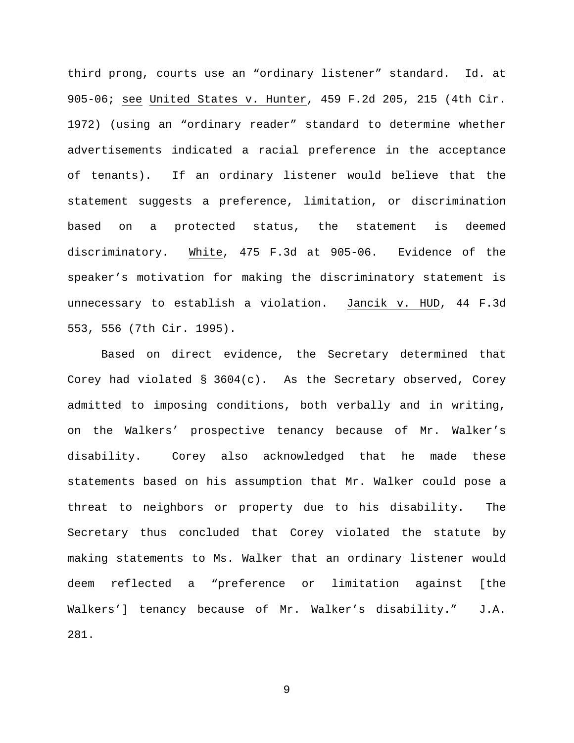third prong, courts use an "ordinary listener" standard. Id. at 905-06; see United States v. Hunter, 459 F.2d 205, 215 (4th Cir. 1972) (using an "ordinary reader" standard to determine whether advertisements indicated a racial preference in the acceptance of tenants). If an ordinary listener would believe that the statement suggests a preference, limitation, or discrimination based on a protected status, the statement is deemed discriminatory. White, 475 F.3d at 905-06. Evidence of the speaker's motivation for making the discriminatory statement is unnecessary to establish a violation. Jancik v. HUD, 44 F.3d 553, 556 (7th Cir. 1995).

Based on direct evidence, the Secretary determined that Corey had violated § 3604(c). As the Secretary observed, Corey admitted to imposing conditions, both verbally and in writing, on the Walkers' prospective tenancy because of Mr. Walker's disability. Corey also acknowledged that he made these statements based on his assumption that Mr. Walker could pose a threat to neighbors or property due to his disability. The Secretary thus concluded that Corey violated the statute by making statements to Ms. Walker that an ordinary listener would deem reflected a "preference or limitation against [the Walkers'] tenancy because of Mr. Walker's disability." J.A. 281.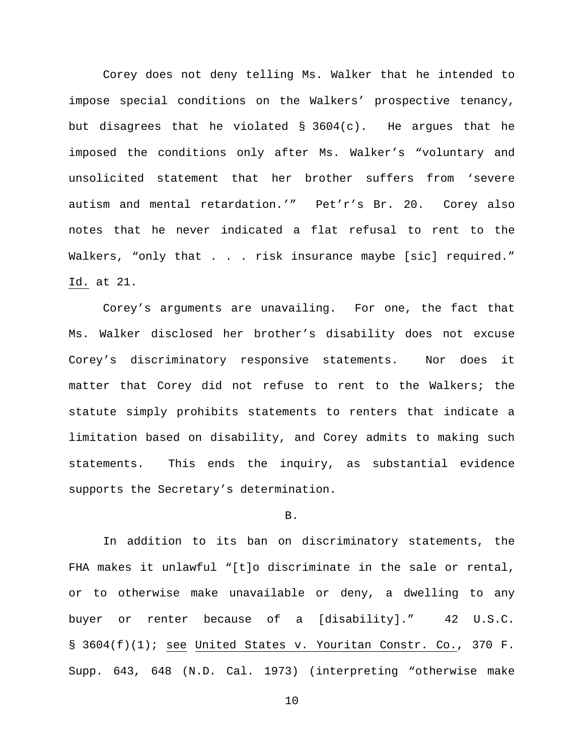Corey does not deny telling Ms. Walker that he intended to impose special conditions on the Walkers' prospective tenancy, but disagrees that he violated § 3604(c). He argues that he imposed the conditions only after Ms. Walker's "voluntary and unsolicited statement that her brother suffers from 'severe autism and mental retardation.'" Pet'r's Br. 20. Corey also notes that he never indicated a flat refusal to rent to the Walkers, "only that . . . risk insurance maybe [sic] required." Id. at 21.

Corey's arguments are unavailing. For one, the fact that Ms. Walker disclosed her brother's disability does not excuse Corey's discriminatory responsive statements. Nor does it matter that Corey did not refuse to rent to the Walkers; the statute simply prohibits statements to renters that indicate a limitation based on disability, and Corey admits to making such statements. This ends the inquiry, as substantial evidence supports the Secretary's determination.

B.

In addition to its ban on discriminatory statements, the FHA makes it unlawful "[t]o discriminate in the sale or rental, or to otherwise make unavailable or deny, a dwelling to any buyer or renter because of a [disability]." 42 U.S.C. § 3604(f)(1); see United States v. Youritan Constr. Co., 370 F. Supp. 643, 648 (N.D. Cal. 1973) (interpreting "otherwise make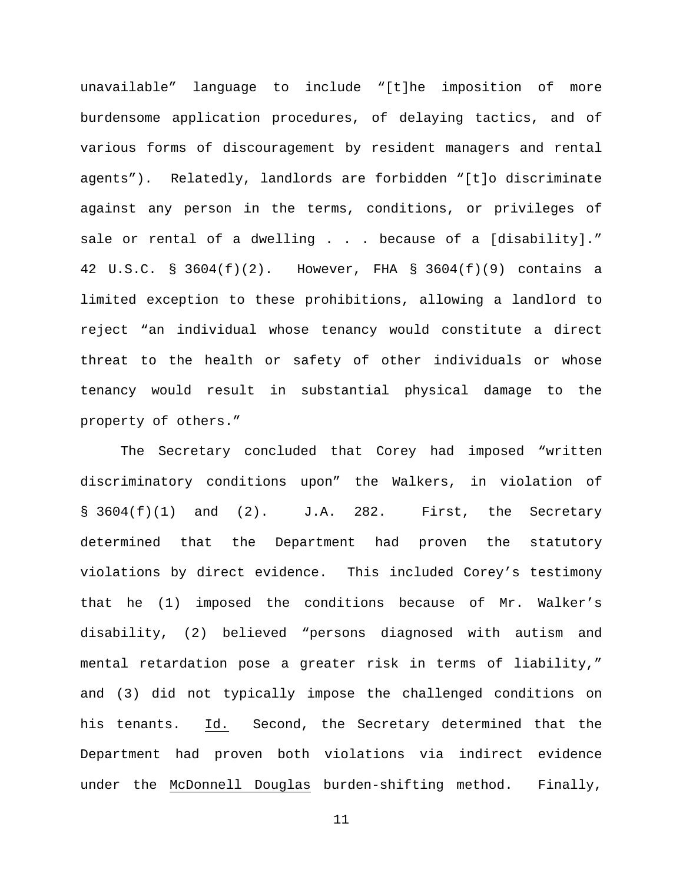unavailable" language to include "[t]he imposition of more burdensome application procedures, of delaying tactics, and of various forms of discouragement by resident managers and rental agents"). Relatedly, landlords are forbidden "[t]o discriminate against any person in the terms, conditions, or privileges of sale or rental of a dwelling . . . because of a [disability]." 42 U.S.C. § 3604(f)(2). However, FHA § 3604(f)(9) contains a limited exception to these prohibitions, allowing a landlord to reject "an individual whose tenancy would constitute a direct threat to the health or safety of other individuals or whose tenancy would result in substantial physical damage to the property of others."

The Secretary concluded that Corey had imposed "written discriminatory conditions upon" the Walkers, in violation of § 3604(f)(1) and (2). J.A. 282. First, the Secretary determined that the Department had proven the statutory violations by direct evidence. This included Corey's testimony that he (1) imposed the conditions because of Mr. Walker's disability, (2) believed "persons diagnosed with autism and mental retardation pose a greater risk in terms of liability," and (3) did not typically impose the challenged conditions on his tenants. Id. Second, the Secretary determined that the Department had proven both violations via indirect evidence under the McDonnell Douglas burden-shifting method. Finally,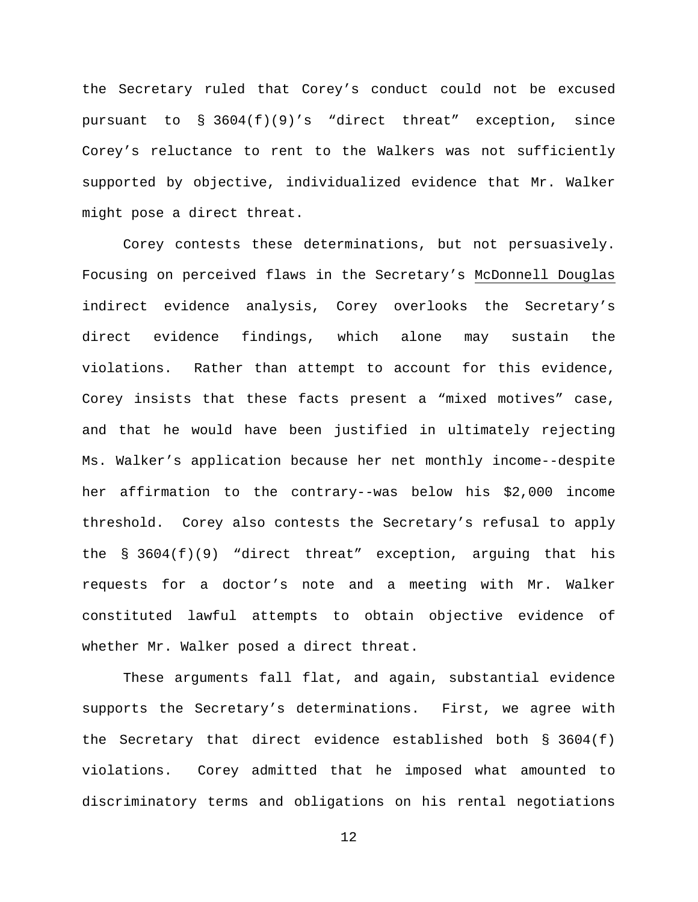the Secretary ruled that Corey's conduct could not be excused pursuant to § 3604(f)(9)'s "direct threat" exception, since Corey's reluctance to rent to the Walkers was not sufficiently supported by objective, individualized evidence that Mr. Walker might pose a direct threat.

Corey contests these determinations, but not persuasively. Focusing on perceived flaws in the Secretary's McDonnell Douglas indirect evidence analysis, Corey overlooks the Secretary's direct evidence findings, which alone may sustain the violations. Rather than attempt to account for this evidence, Corey insists that these facts present a "mixed motives" case, and that he would have been justified in ultimately rejecting Ms. Walker's application because her net monthly income--despite her affirmation to the contrary--was below his $2,000 income threshold. Corey also contests the Secretary's refusal to apply the § 3604(f)(9) "direct threat" exception, arguing that his requests for a doctor's note and a meeting with Mr. Walker constituted lawful attempts to obtain objective evidence of whether Mr. Walker posed a direct threat.

These arguments fall flat, and again, substantial evidence supports the Secretary's determinations. First, we agree with the Secretary that direct evidence established both § 3604(f) violations. Corey admitted that he imposed what amounted to discriminatory terms and obligations on his rental negotiations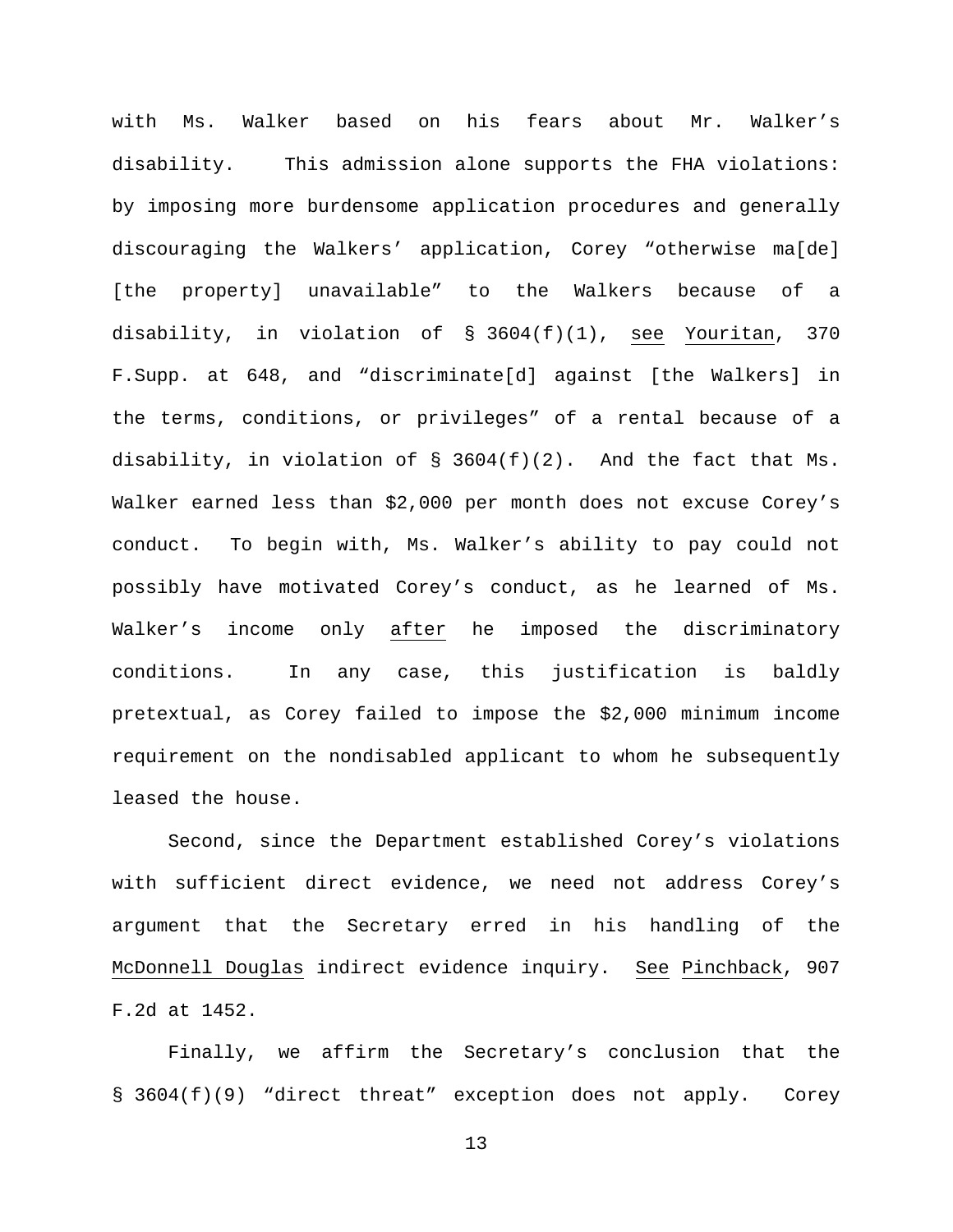with Ms. Walker based on his fears about Mr. Walker's disability. This admission alone supports the FHA violations: by imposing more burdensome application procedures and generally discouraging the Walkers' application, Corey "otherwise ma[de] [the property] unavailable" to the Walkers because of a disability, in violation of § 3604(f)(1), see Youritan, 370 F.Supp. at 648, and "discriminate[d] against [the Walkers] in the terms, conditions, or privileges" of a rental because of a disability, in violation of § 3604(f)(2). And the fact that Ms. Walker earned less than $2,000 per month does not excuse Corey's conduct. To begin with, Ms. Walker's ability to pay could not possibly have motivated Corey's conduct, as he learned of Ms. Walker's income only after he imposed the discriminatory conditions. In any case, this justification is baldly pretextual, as Corey failed to impose the $2,000 minimum income requirement on the nondisabled applicant to whom he subsequently leased the house.

Second, since the Department established Corey's violations with sufficient direct evidence, we need not address Corey's argument that the Secretary erred in his handling of the McDonnell Douglas indirect evidence inquiry. See Pinchback, 907 F.2d at 1452.

Finally, we affirm the Secretary's conclusion that the § 3604(f)(9) "direct threat" exception does not apply. Corey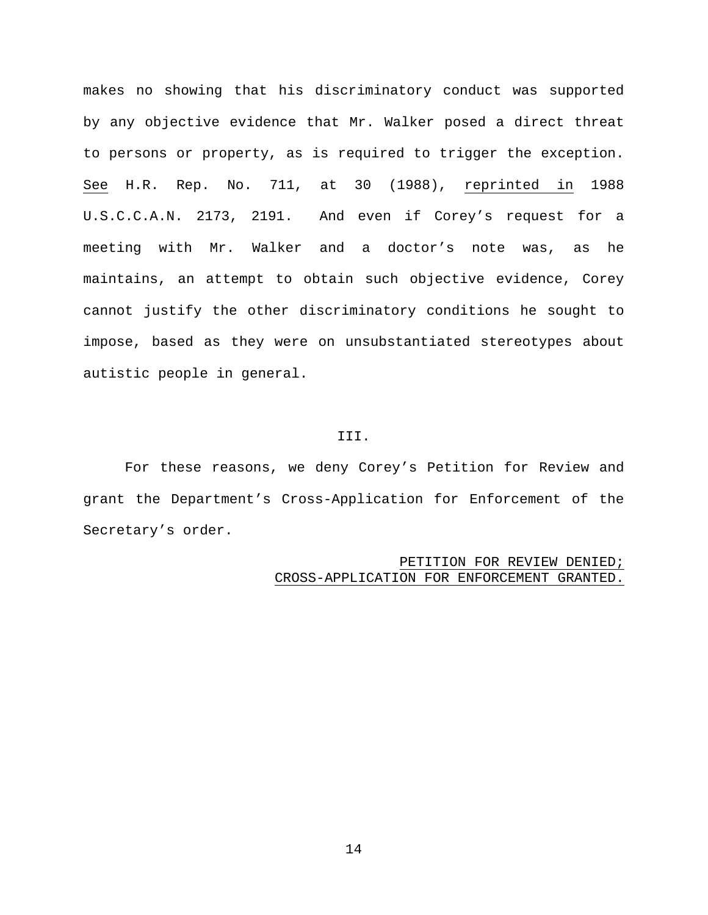makes no showing that his discriminatory conduct was supported by any objective evidence that Mr. Walker posed a direct threat to persons or property, as is required to trigger the exception. _See_ H.R. Rep. No. 711, at 30 (1988), _reprinted in_ 1988 U.S.C.C.A.N. 2173, 2191. And even if Corey's request for a meeting with Mr. Walker and a doctor's note was, as he maintains, an attempt to obtain such objective evidence, Corey cannot justify the other discriminatory conditions he sought to impose, based as they were on unsubstantiated stereotypes about autistic people in general.

III.

For these reasons, we deny Corey's Petition for Review and grant the Department's Cross-Application for Enforcement of the Secretary's order.

PETITION FOR REVIEW DENIED;
CROSS-APPLICATION FOR ENFORCEMENT GRANTED.